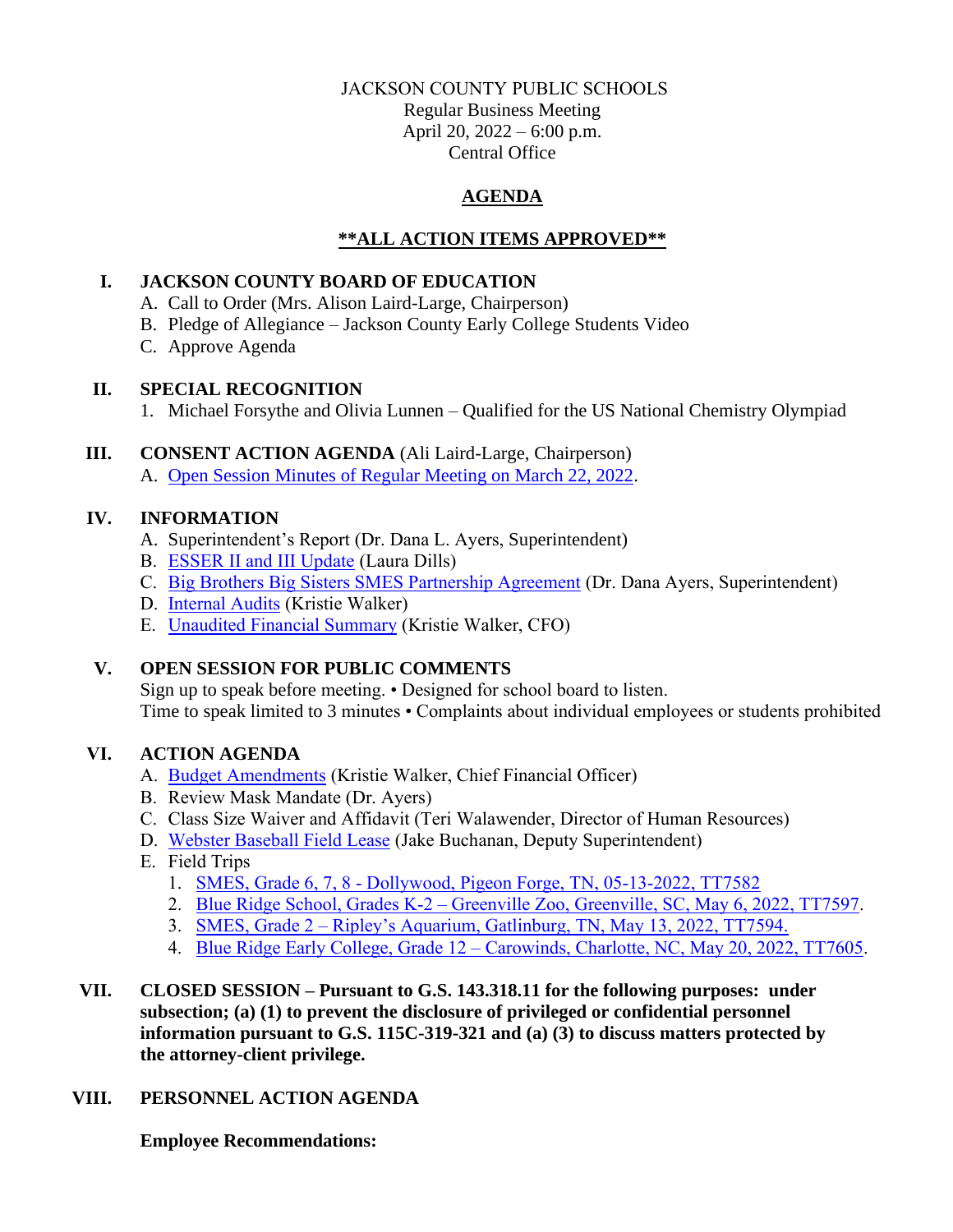JACKSON COUNTY PUBLIC SCHOOLS
Regular Business Meeting
April 20, 2022 – 6:00 p.m.
Central Office

# AGENDA

## **ALL ACTION ITEMS APPROVED**

## I. JACKSON COUNTY BOARD OF EDUCATION

A. Call to Order (Mrs. Alison Laird-Large, Chairperson)
B. Pledge of Allegiance – Jackson County Early College Students Video
C. Approve Agenda

## II. SPECIAL RECOGNITION

1. Michael Forsythe and Olivia Lunnen – Qualified for the US National Chemistry Olympiad

## III. CONSENT ACTION AGENDA (Ali Laird-Large, Chairperson)

A. Open Session Minutes of Regular Meeting on March 22, 2022.

## IV. INFORMATION

A. Superintendent's Report (Dr. Dana L. Ayers, Superintendent)
B. ESSER II and III Update (Laura Dills)
C. Big Brothers Big Sisters SMES Partnership Agreement (Dr. Dana Ayers, Superintendent)
D. Internal Audits (Kristie Walker)
E. Unaudited Financial Summary (Kristie Walker, CFO)

## V. OPEN SESSION FOR PUBLIC COMMENTS

Sign up to speak before meeting. • Designed for school board to listen.
Time to speak limited to 3 minutes • Complaints about individual employees or students prohibited

## VI. ACTION AGENDA

A. Budget Amendments (Kristie Walker, Chief Financial Officer)
B. Review Mask Mandate (Dr. Ayers)
C. Class Size Waiver and Affidavit (Teri Walawender, Director of Human Resources)
D. Webster Baseball Field Lease (Jake Buchanan, Deputy Superintendent)
E. Field Trips
   1. SMES, Grade 6, 7, 8 - Dollywood, Pigeon Forge, TN, 05-13-2022, TT7582
   2. Blue Ridge School, Grades K-2 – Greenville Zoo, Greenville, SC, May 6, 2022, TT7597.
   3. SMES, Grade 2 – Ripley's Aquarium, Gatlinburg, TN, May 13, 2022, TT7594.
   4. Blue Ridge Early College, Grade 12 – Carowinds, Charlotte, NC, May 20, 2022, TT7605.

## VII. CLOSED SESSION – Pursuant to G.S. 143.318.11 for the following purposes: under subsection; (a) (1) to prevent the disclosure of privileged or confidential personnel information pursuant to G.S. 115C-319-321 and (a) (3) to discuss matters protected by the attorney-client privilege.

## VIII. PERSONNEL ACTION AGENDA

**Employee Recommendations:**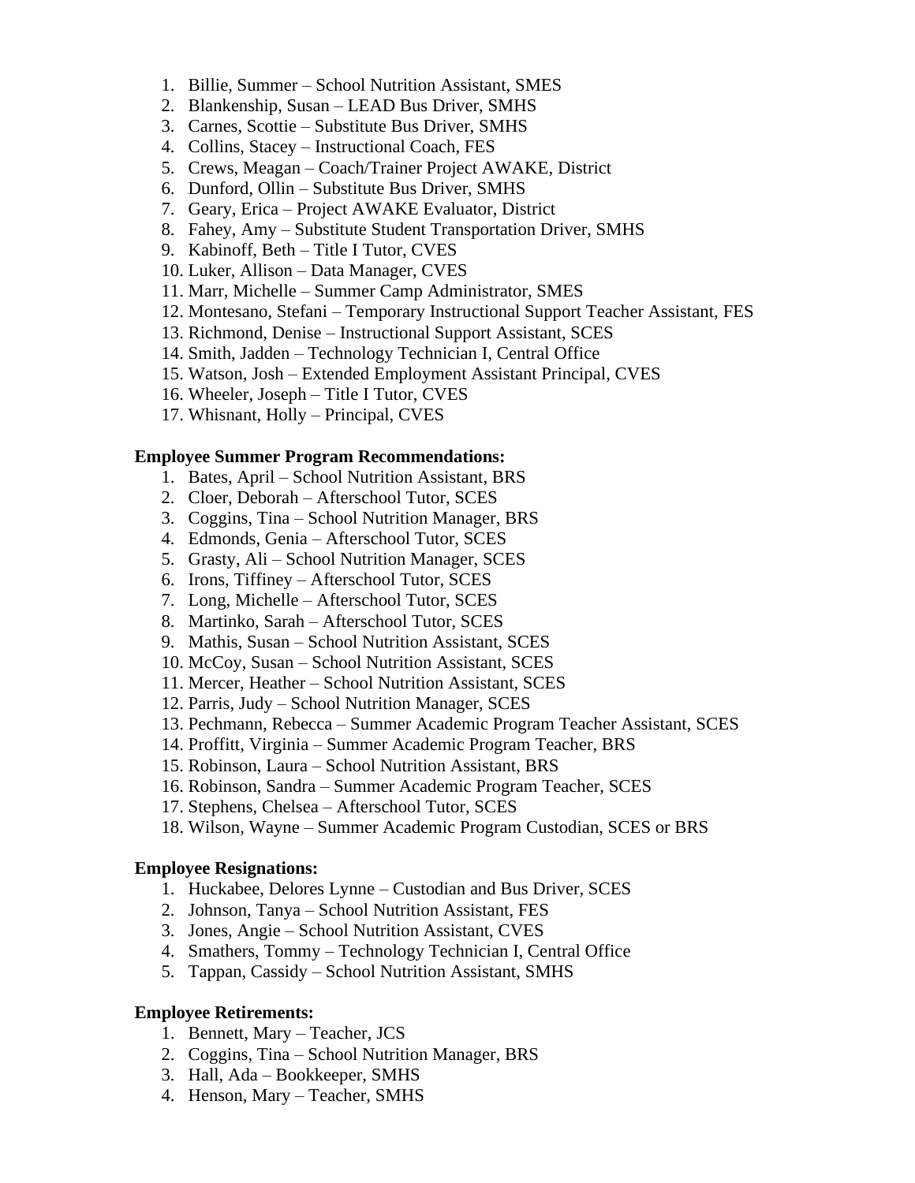1. Billie, Summer – School Nutrition Assistant, SMES
2. Blankenship, Susan – LEAD Bus Driver, SMHS
3. Carnes, Scottie – Substitute Bus Driver, SMHS
4. Collins, Stacey – Instructional Coach, FES
5. Crews, Meagan – Coach/Trainer Project AWAKE, District
6. Dunford, Ollin – Substitute Bus Driver, SMHS
7. Geary, Erica – Project AWAKE Evaluator, District
8. Fahey, Amy – Substitute Student Transportation Driver, SMHS
9. Kabinoff, Beth – Title I Tutor, CVES
10. Luker, Allison – Data Manager, CVES
11. Marr, Michelle – Summer Camp Administrator, SMES
12. Montesano, Stefani – Temporary Instructional Support Teacher Assistant, FES
13. Richmond, Denise – Instructional Support Assistant, SCES
14. Smith, Jadden – Technology Technician I, Central Office
15. Watson, Josh – Extended Employment Assistant Principal, CVES
16. Wheeler, Joseph – Title I Tutor, CVES
17. Whisnant, Holly – Principal, CVES

**Employee Summer Program Recommendations:**

1. Bates, April – School Nutrition Assistant, BRS
2. Cloer, Deborah – Afterschool Tutor, SCES
3. Coggins, Tina – School Nutrition Manager, BRS
4. Edmonds, Genia – Afterschool Tutor, SCES
5. Grasty, Ali – School Nutrition Manager, SCES
6. Irons, Tiffiney – Afterschool Tutor, SCES
7. Long, Michelle – Afterschool Tutor, SCES
8. Martinko, Sarah – Afterschool Tutor, SCES
9. Mathis, Susan – School Nutrition Assistant, SCES
10. McCoy, Susan – School Nutrition Assistant, SCES
11. Mercer, Heather – School Nutrition Assistant, SCES
12. Parris, Judy – School Nutrition Manager, SCES
13. Pechmann, Rebecca – Summer Academic Program Teacher Assistant, SCES
14. Proffitt, Virginia – Summer Academic Program Teacher, BRS
15. Robinson, Laura – School Nutrition Assistant, BRS
16. Robinson, Sandra – Summer Academic Program Teacher, SCES
17. Stephens, Chelsea – Afterschool Tutor, SCES
18. Wilson, Wayne – Summer Academic Program Custodian, SCES or BRS

**Employee Resignations:**

1. Huckabee, Delores Lynne – Custodian and Bus Driver, SCES
2. Johnson, Tanya – School Nutrition Assistant, FES
3. Jones, Angie – School Nutrition Assistant, CVES
4. Smathers, Tommy – Technology Technician I, Central Office
5. Tappan, Cassidy – School Nutrition Assistant, SMHS

**Employee Retirements:**

1. Bennett, Mary – Teacher, JCS
2. Coggins, Tina – School Nutrition Manager, BRS
3. Hall, Ada – Bookkeeper, SMHS
4. Henson, Mary – Teacher, SMHS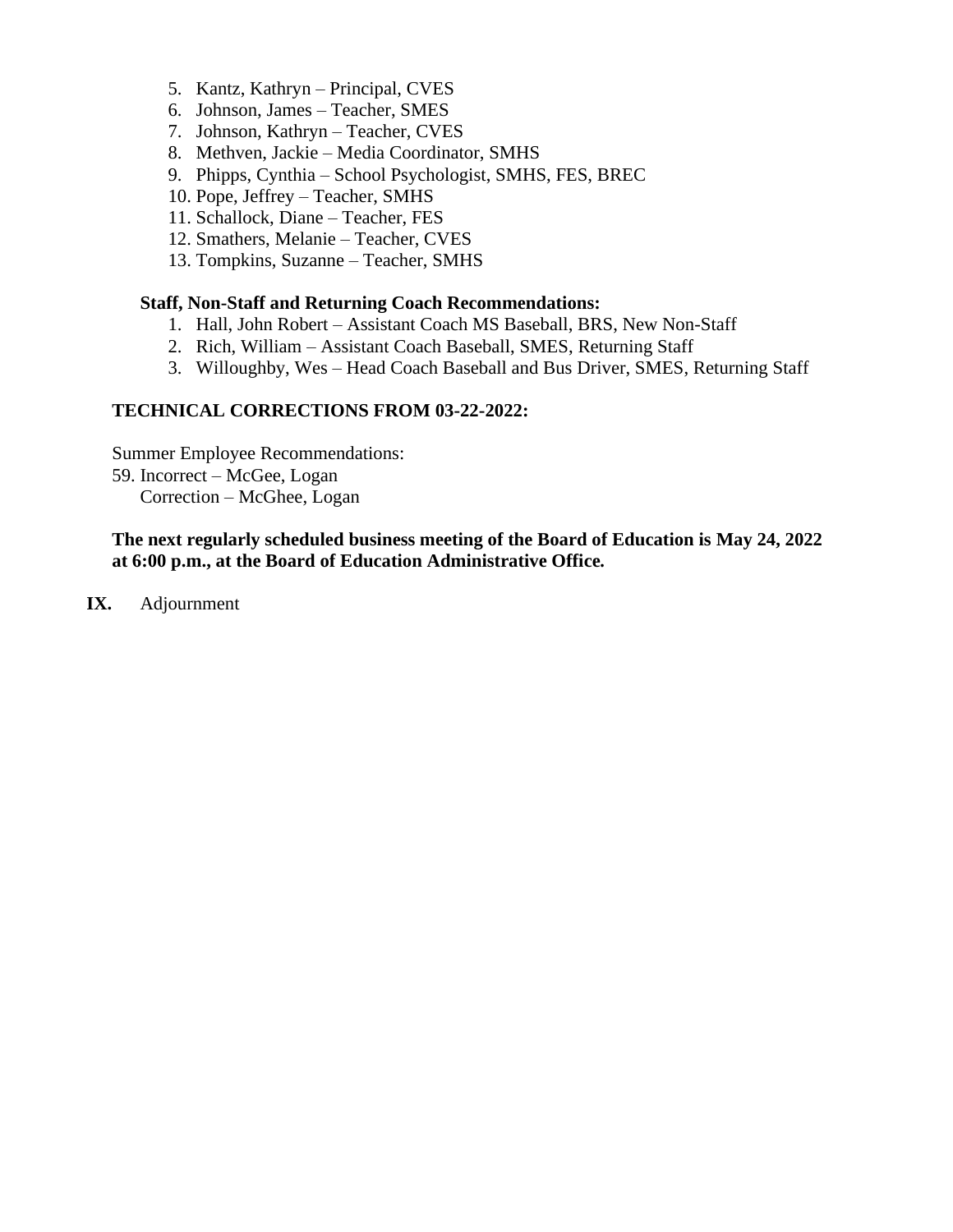5. Kantz, Kathryn – Principal, CVES
6. Johnson, James – Teacher, SMES
7. Johnson, Kathryn – Teacher, CVES
8. Methven, Jackie – Media Coordinator, SMHS
9. Phipps, Cynthia – School Psychologist, SMHS, FES, BREC
10. Pope, Jeffrey – Teacher, SMHS
11. Schallock, Diane – Teacher, FES
12. Smathers, Melanie – Teacher, CVES
13. Tompkins, Suzanne – Teacher, SMHS

**Staff, Non-Staff and Returning Coach Recommendations:**

1. Hall, John Robert – Assistant Coach MS Baseball, BRS, New Non-Staff
2. Rich, William – Assistant Coach Baseball, SMES, Returning Staff
3. Willoughby, Wes – Head Coach Baseball and Bus Driver, SMES, Returning Staff

**TECHNICAL CORRECTIONS FROM 03-22-2022:**

Summer Employee Recommendations:

59. Incorrect – McGee, Logan
    Correction – McGhee, Logan

**The next regularly scheduled business meeting of the Board of Education is May 24, 2022 at 6:00 p.m., at the Board of Education Administrative Office.**

**IX.** Adjournment